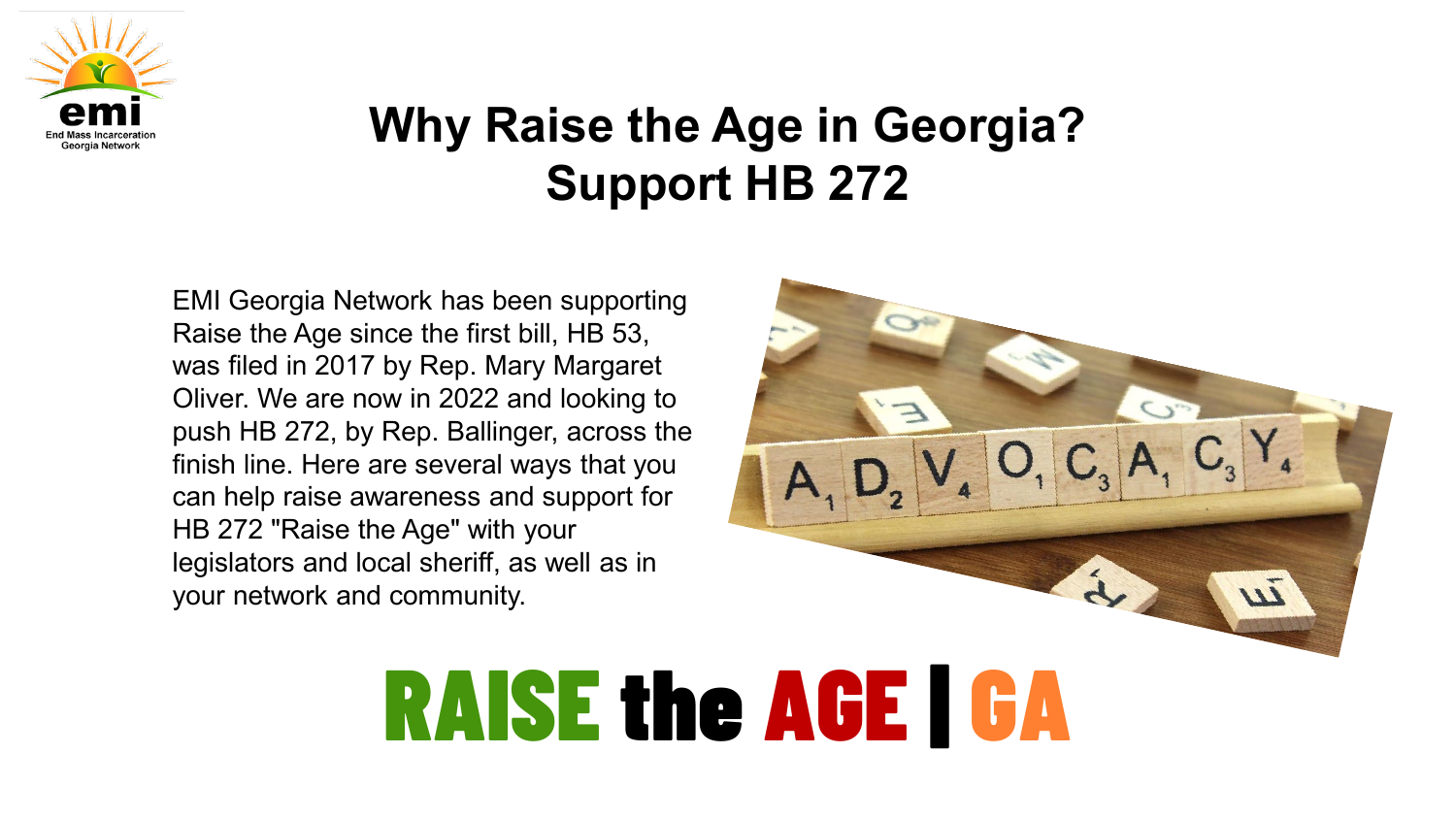emi

End Mass Incarceration Georgia Network

# Why Raise the Age in Georgia? Support HB 272

EMI Georgia Network has been supporting Raise the Age since the first bill, HB 53, was filed in 2017 by Rep. Mary Margaret Oliver. We are now in 2022 and looking to push HB 272, by Rep. Ballinger, across the finish line. Here are several ways that you can help raise awareness and support for HB 272 "Raise the Age" with your legislators and local sheriff, as well as in your network and community.

**RAISE the AGE | GA**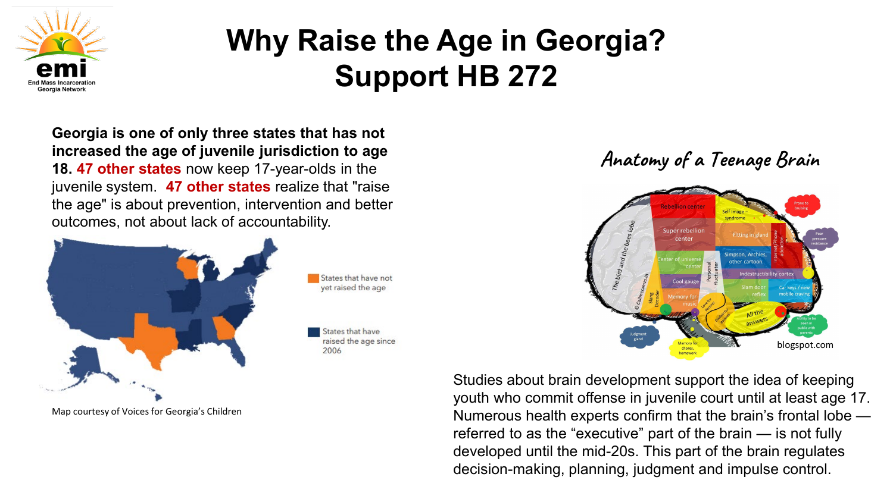# Why Raise the Age in Georgia? Support HB 272

**Georgia is one of only three states that has not increased the age of juvenile jurisdiction to age 18. 47 other states** now keep 17-year-olds in the juvenile system. **47 other states** realize that "raise the age" is about prevention, intervention and better outcomes, not about lack of accountability.

States that have not yet raised the age

States that have raised the age since 2006

Map courtesy of Voices for Georgia's Children

*Anatomy of a Teenage Brain*

blogspot.com

Studies about brain development support the idea of keeping youth who commit offense in juvenile court until at least age 17. Numerous health experts confirm that the brain's frontal lobe — referred to as the "executive" part of the brain — is not fully developed until the mid-20s. This part of the brain regulates decision-making, planning, judgment and impulse control.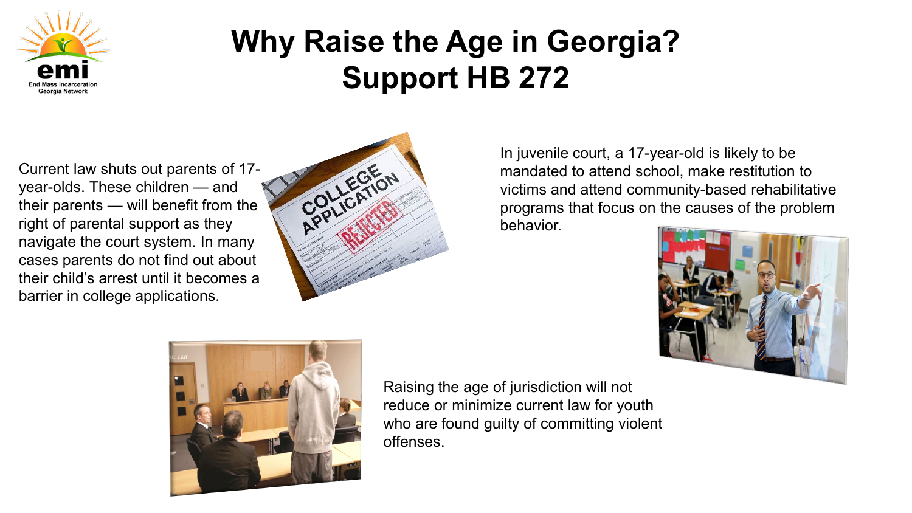# Why Raise the Age in Georgia? Support HB 272

Current law shuts out parents of 17-year-olds. These children — and their parents — will benefit from the right of parental support as they navigate the court system. In many cases parents do not find out about their child's arrest until it becomes a barrier in college applications.

In juvenile court, a 17-year-old is likely to be mandated to attend school, make restitution to victims and attend community-based rehabilitative programs that focus on the causes of the problem behavior.

Raising the age of jurisdiction will not reduce or minimize current law for youth who are found guilty of committing violent offenses.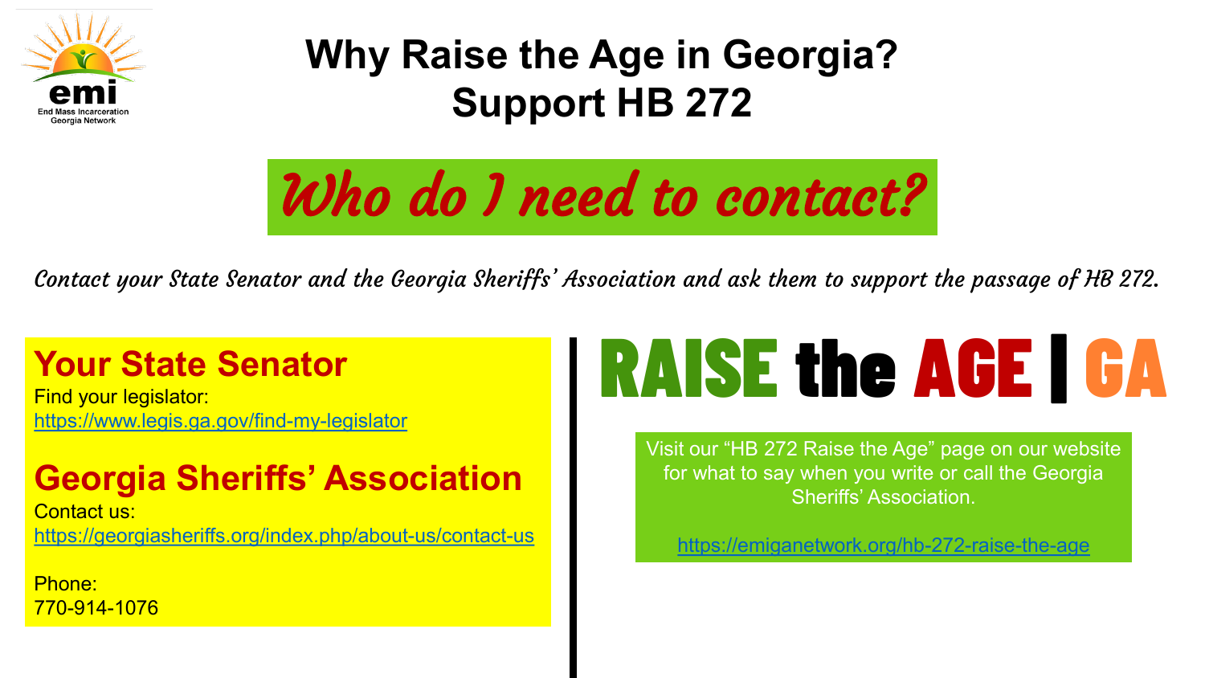# Why Raise the Age in Georgia? Support HB 272

## *Who do I need to contact?*

*Contact your State Senator and the Georgia Sheriffs' Association and ask them to support the passage of HB 272.*

### Your State Senator

Find your legislator:
https://www.legis.ga.gov/find-my-legislator

### Georgia Sheriffs' Association

Contact us:
https://georgiasheriffs.org/index.php/about-us/contact-us

Phone:
770-914-1076

## RAISE the AGE | GA

Visit our "HB 272 Raise the Age" page on our website for what to say when you write or call the Georgia Sheriffs' Association.

https://emiganetwork.org/hb-272-raise-the-age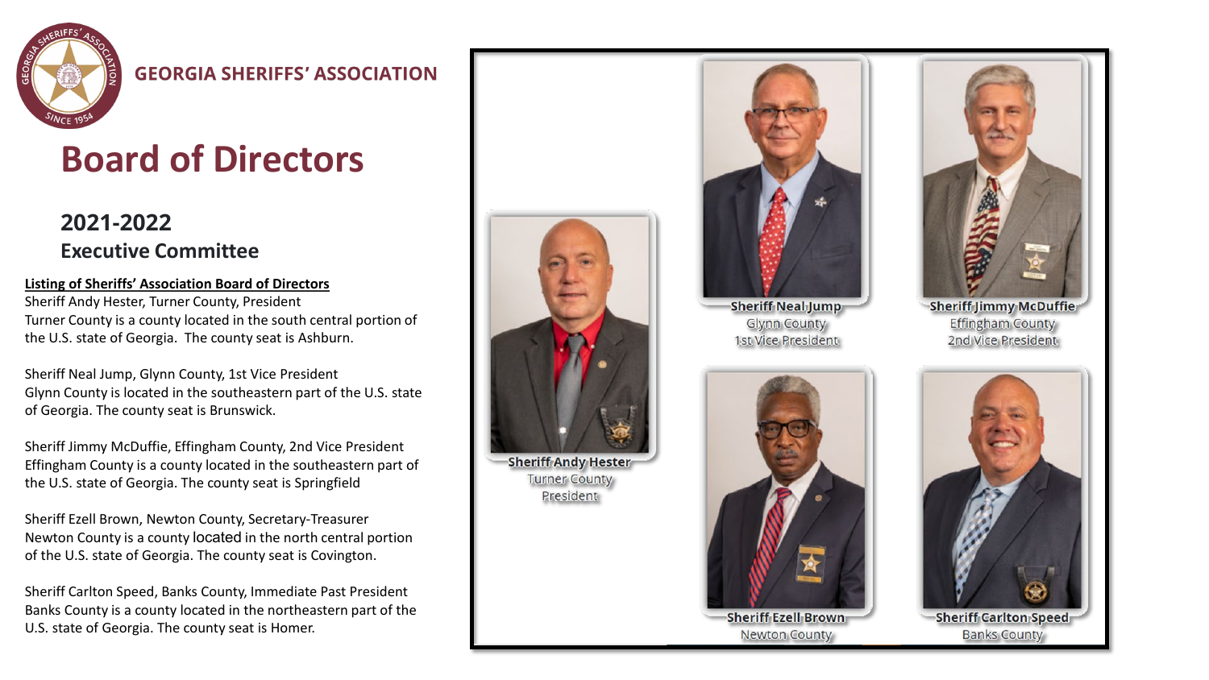GEORGIA SHERIFFS' ASSOCIATION

# Board of Directors

## 2021-2022
### Executive Committee

**Listing of Sheriffs' Association Board of Directors**

Sheriff Andy Hester, Turner County, President
Turner County is a county located in the south central portion of the U.S. state of Georgia. The county seat is Ashburn.

Sheriff Neal Jump, Glynn County, 1st Vice President
Glynn County is located in the southeastern part of the U.S. state of Georgia. The county seat is Brunswick.

Sheriff Jimmy McDuffie, Effingham County, 2nd Vice President
Effingham County is a county located in the southeastern part of the U.S. state of Georgia. The county seat is Springfield

Sheriff Ezell Brown, Newton County, Secretary-Treasurer
Newton County is a county located in the north central portion of the U.S. state of Georgia. The county seat is Covington.

Sheriff Carlton Speed, Banks County, Immediate Past President
Banks County is a county located in the northeastern part of the U.S. state of Georgia. The county seat is Homer.

**Sheriff Andy Hester**
Turner County
President

**Sheriff Neal Jump**
Glynn County
1st Vice President

**Sheriff Jimmy McDuffie**
Effingham County
2nd Vice President

**Sheriff Ezell Brown**
Newton County

**Sheriff Carlton Speed**
Banks County